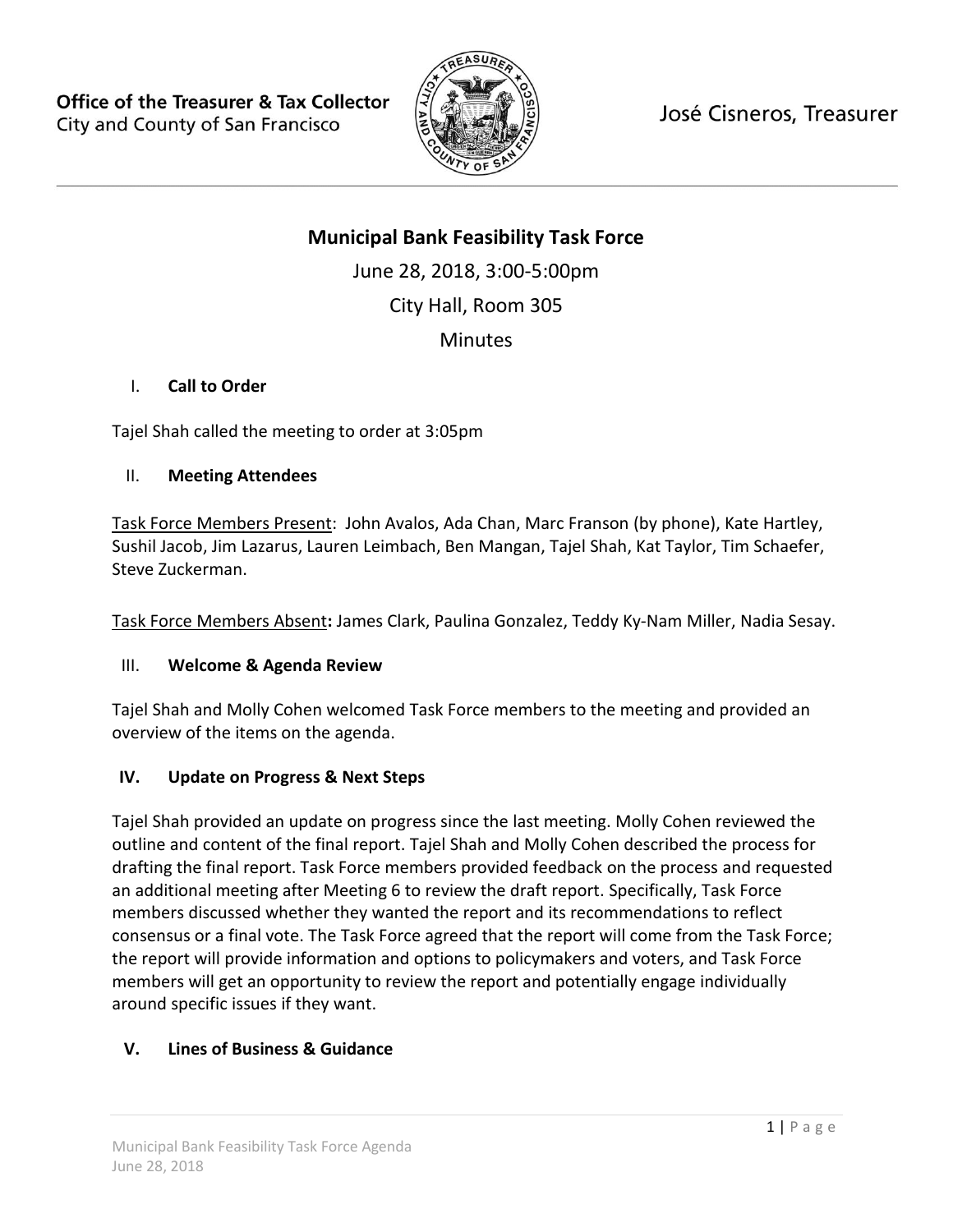Office of the Treasurer & Tax Collector
City and County of San Francisco

José Cisneros, Treasurer

# Municipal Bank Feasibility Task Force

June 28, 2018, 3:00-5:00pm

City Hall, Room 305

Minutes

## I. Call to Order

Tajel Shah called the meeting to order at 3:05pm

## II. Meeting Attendees

Task Force Members Present: John Avalos, Ada Chan, Marc Franson (by phone), Kate Hartley, Sushil Jacob, Jim Lazarus, Lauren Leimbach, Ben Mangan, Tajel Shah, Kat Taylor, Tim Schaefer, Steve Zuckerman.

Task Force Members Absent**:** James Clark, Paulina Gonzalez, Teddy Ky-Nam Miller, Nadia Sesay.

## III. Welcome & Agenda Review

Tajel Shah and Molly Cohen welcomed Task Force members to the meeting and provided an overview of the items on the agenda.

## IV. Update on Progress & Next Steps

Tajel Shah provided an update on progress since the last meeting. Molly Cohen reviewed the outline and content of the final report. Tajel Shah and Molly Cohen described the process for drafting the final report. Task Force members provided feedback on the process and requested an additional meeting after Meeting 6 to review the draft report. Specifically, Task Force members discussed whether they wanted the report and its recommendations to reflect consensus or a final vote. The Task Force agreed that the report will come from the Task Force; the report will provide information and options to policymakers and voters, and Task Force members will get an opportunity to review the report and potentially engage individually around specific issues if they want.

## V. Lines of Business & Guidance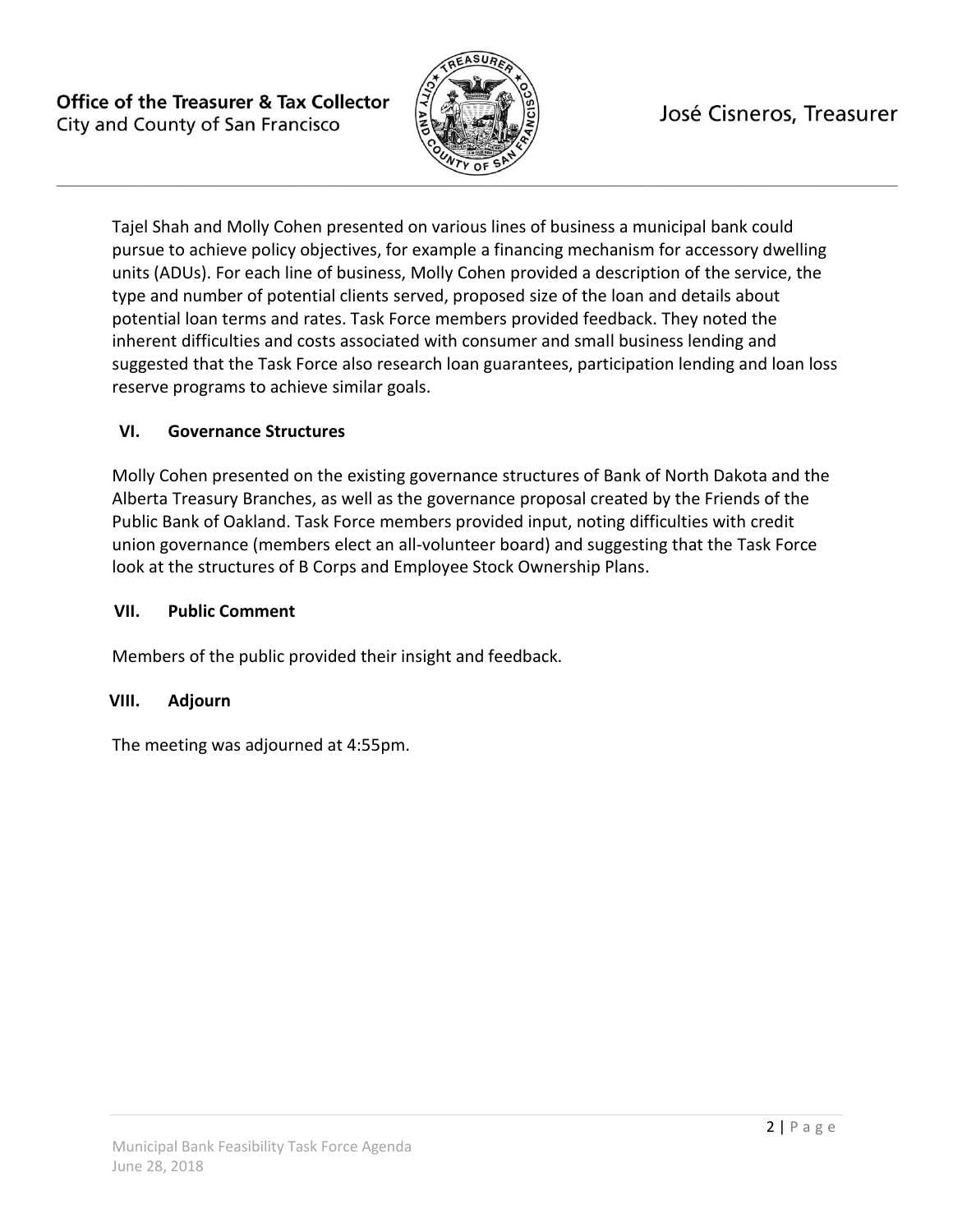Tajel Shah and Molly Cohen presented on various lines of business a municipal bank could pursue to achieve policy objectives, for example a financing mechanism for accessory dwelling units (ADUs). For each line of business, Molly Cohen provided a description of the service, the type and number of potential clients served, proposed size of the loan and details about potential loan terms and rates. Task Force members provided feedback. They noted the inherent difficulties and costs associated with consumer and small business lending and suggested that the Task Force also research loan guarantees, participation lending and loan loss reserve programs to achieve similar goals.

### VI. Governance Structures

Molly Cohen presented on the existing governance structures of Bank of North Dakota and the Alberta Treasury Branches, as well as the governance proposal created by the Friends of the Public Bank of Oakland. Task Force members provided input, noting difficulties with credit union governance (members elect an all-volunteer board) and suggesting that the Task Force look at the structures of B Corps and Employee Stock Ownership Plans.

### VII. Public Comment

Members of the public provided their insight and feedback.

### VIII. Adjourn

The meeting was adjourned at 4:55pm.